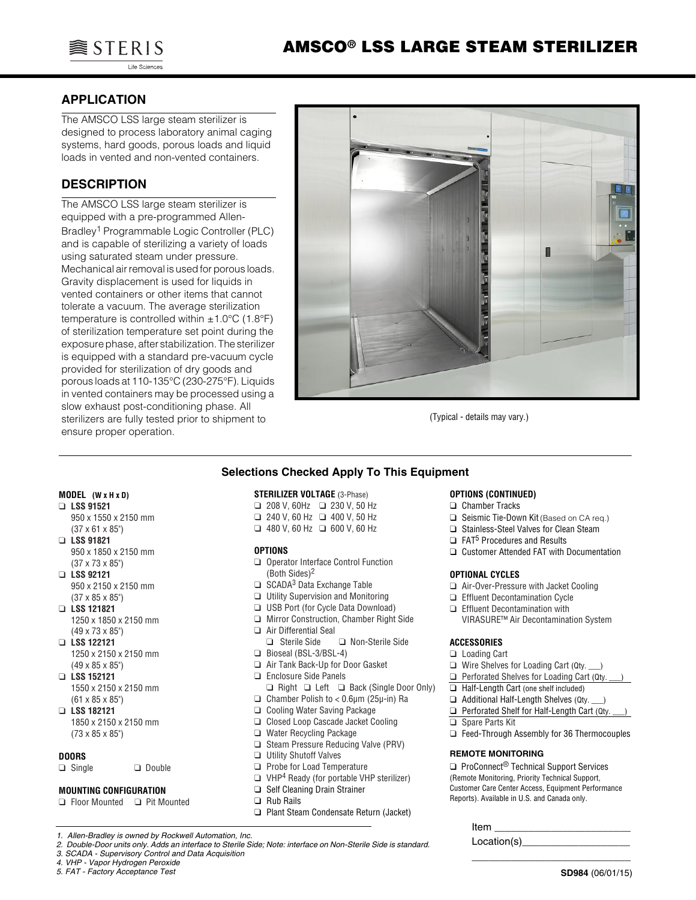# AMSCO® LSS LARGE STEAM STERILIZER

## APPLICATION

The AMSCO LSS large steam sterilizer is designed to process laboratory animal caging systems, hard goods, porous loads and liquid loads in vented and non-vented containers.

## DESCRIPTION

The AMSCO LSS large steam sterilizer is equipped with a pre-programmed Allen-Bradley[1] Programmable Logic Controller (PLC) and is capable of sterilizing a variety of loads using saturated steam under pressure. Mechanical air removal is used for porous loads. Gravity displacement is used for liquids in vented containers or other items that cannot tolerate a vacuum. The average sterilization temperature is controlled within ±1.0°C (1.8°F) of sterilization temperature set point during the exposure phase, after stabilization. The sterilizer is equipped with a standard pre-vacuum cycle provided for sterilization of dry goods and porous loads at 110-135°C (230-275°F). Liquids in vented containers may be processed using a slow exhaust post-conditioning phase. All sterilizers are fully tested prior to shipment to ensure proper operation.

(Typical - details may vary.)

### Selections Checked Apply To This Equipment

**MODEL (W x H x D)**

- ❑ **LSS 91521**
  950 x 1550 x 2150 mm
  (37 x 61 x 85")
- ❑ **LSS 91821**
  950 x 1850 x 2150 mm
  (37 x 73 x 85")
- ❑ **LSS 92121**
  950 x 2150 x 2150 mm
  (37 x 85 x 85")
- ❑ **LSS 121821**
  1250 x 1850 x 2150 mm
  (49 x 73 x 85")
- ❑ **LSS 122121**
  1250 x 2150 x 2150 mm
  (49 x 85 x 85")
- ❑ **LSS 152121**
  1550 x 2150 x 2150 mm
  (61 x 85 x 85")
- ❑ **LSS 182121**
  1850 x 2150 x 2150 mm
  (73 x 85 x 85")

**DOORS**

❑ Single ❑ Double

**MOUNTING CONFIGURATION**

❑ Floor Mounted ❑ Pit Mounted

**STERILIZER VOLTAGE** (3-Phase)

❑ 208 V, 60Hz ❑ 230 V, 50 Hz
❑ 240 V, 60 Hz ❑ 400 V, 50 Hz
❑ 480 V, 60 Hz ❑ 600 V, 60 Hz

**OPTIONS**

- ❑ Operator Interface Control Function (Both Sides)[2]
- ❑ SCADA[3] Data Exchange Table
- ❑ Utility Supervision and Monitoring
- ❑ USB Port (for Cycle Data Download)
- ❑ Mirror Construction, Chamber Right Side
- ❑ Air Differential Seal
  ❑ Sterile Side ❑ Non-Sterile Side
- ❑ Bioseal (BSL-3/BSL-4)
- ❑ Air Tank Back-Up for Door Gasket
- ❑ Enclosure Side Panels
  ❑ Right ❑ Left ❑ Back (Single Door Only)
- ❑ Chamber Polish to < 0.6μm (25μ-in) Ra
- ❑ Cooling Water Saving Package
- ❑ Closed Loop Cascade Jacket Cooling
- ❑ Water Recycling Package
- ❑ Steam Pressure Reducing Valve (PRV)
- ❑ Utility Shutoff Valves
- ❑ Probe for Load Temperature
- ❑ VHP[4] Ready (for portable VHP sterilizer)
- ❑ Self Cleaning Drain Strainer
- ❑ Rub Rails
- ❑ Plant Steam Condensate Return (Jacket)

**OPTIONS (CONTINUED)**

- ❑ Chamber Tracks
- ❑ Seismic Tie-Down Kit (Based on CA req.)
- ❑ Stainless-Steel Valves for Clean Steam
- ❑ FAT[5] Procedures and Results
- ❑ Customer Attended FAT with Documentation

**OPTIONAL CYCLES**

- ❑ Air-Over-Pressure with Jacket Cooling
- ❑ Effluent Decontamination Cycle
- ❑ Effluent Decontamination with VIRASURE™ Air Decontamination System

**ACCESSORIES**

- ❑ Loading Cart
- ❑ Wire Shelves for Loading Cart (Qty. ___)
- ❑ Perforated Shelves for Loading Cart (Qty. ___)
- ❑ Half-Length Cart (one shelf included)
- ❑ Additional Half-Length Shelves (Qty. ___)
- ❑ Perforated Shelf for Half-Length Cart (Qty. ___)
- ❑ Spare Parts Kit
- ❑ Feed-Through Assembly for 36 Thermocouples

**REMOTE MONITORING**

❑ ProConnect® Technical Support Services (Remote Monitoring, Priority Technical Support, Customer Care Center Access, Equipment Performance Reports). Available in U.S. and Canada only.

Item ______________________

Location(s)__________________

____________________________

*1. Allen-Bradley is owned by Rockwell Automation, Inc.*
*2. Double-Door units only. Adds an interface to Sterile Side; Note: interface on Non-Sterile Side is standard.*
*3. SCADA - Supervisory Control and Data Acquisition*
*4. VHP - Vapor Hydrogen Peroxide*
*5. FAT - Factory Acceptance Test*

**SD984** (06/01/15)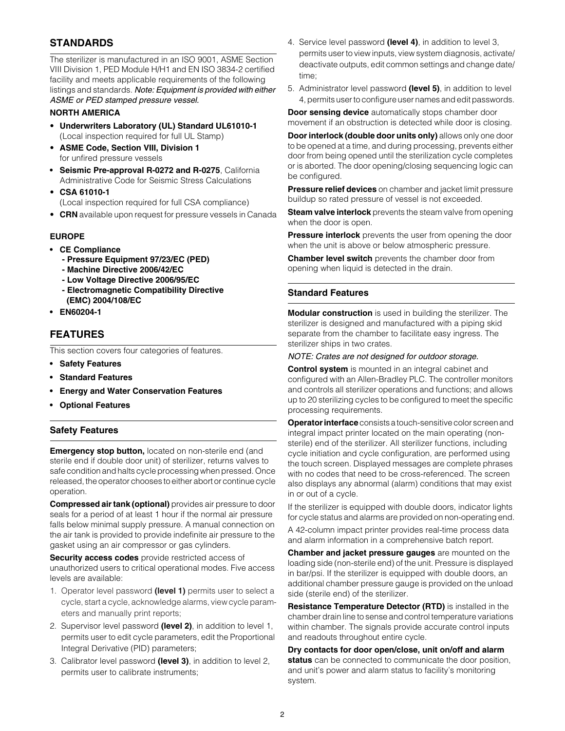## STANDARDS

The sterilizer is manufactured in an ISO 9001, ASME Section VIII Division 1, PED Module H/H1 and EN ISO 3834-2 certified facility and meets applicable requirements of the following listings and standards. *Note: Equipment is provided with either ASME or PED stamped pressure vessel.*

**NORTH AMERICA**

- **Underwriters Laboratory (UL) Standard UL61010-1** (Local inspection required for full UL Stamp)
- **ASME Code, Section VIII, Division 1** for unfired pressure vessels
- **Seismic Pre-approval R-0272 and R-0275**, California Administrative Code for Seismic Stress Calculations
- **CSA 61010-1** (Local inspection required for full CSA compliance)
- **CRN** available upon request for pressure vessels in Canada

**EUROPE**

- **CE Compliance**
  - **Pressure Equipment 97/23/EC (PED)**
  - **Machine Directive 2006/42/EC**
  - **Low Voltage Directive 2006/95/EC**
  - **Electromagnetic Compatibility Directive (EMC) 2004/108/EC**
- **EN60204-1**

## FEATURES

This section covers four categories of features.

- **Safety Features**
- **Standard Features**
- **Energy and Water Conservation Features**
- **Optional Features**

### Safety Features

**Emergency stop button,** located on non-sterile end (and sterile end if double door unit) of sterilizer, returns valves to safe condition and halts cycle processing when pressed. Once released, the operator chooses to either abort or continue cycle operation.

**Compressed air tank (optional)** provides air pressure to door seals for a period of at least 1 hour if the normal air pressure falls below minimal supply pressure. A manual connection on the air tank is provided to provide indefinite air pressure to the gasket using an air compressor or gas cylinders.

**Security access codes** provide restricted access of unauthorized users to critical operational modes. Five access levels are available:

1. Operator level password **(level 1)** permits user to select a cycle, start a cycle, acknowledge alarms, view cycle parameters and manually print reports;
2. Supervisor level password **(level 2)**, in addition to level 1, permits user to edit cycle parameters, edit the Proportional Integral Derivative (PID) parameters;
3. Calibrator level password **(level 3)**, in addition to level 2, permits user to calibrate instruments;
4. Service level password **(level 4)**, in addition to level 3, permits user to view inputs, view system diagnosis, activate/deactivate outputs, edit common settings and change date/time;
5. Administrator level password **(level 5)**, in addition to level 4, permits user to configure user names and edit passwords.

**Door sensing device** automatically stops chamber door movement if an obstruction is detected while door is closing.

**Door interlock (double door units only)** allows only one door to be opened at a time, and during processing, prevents either door from being opened until the sterilization cycle completes or is aborted. The door opening/closing sequencing logic can be configured.

**Pressure relief devices** on chamber and jacket limit pressure buildup so rated pressure of vessel is not exceeded.

**Steam valve interlock** prevents the steam valve from opening when the door is open.

**Pressure interlock** prevents the user from opening the door when the unit is above or below atmospheric pressure.

**Chamber level switch** prevents the chamber door from opening when liquid is detected in the drain.

### Standard Features

**Modular construction** is used in building the sterilizer. The sterilizer is designed and manufactured with a piping skid separate from the chamber to facilitate easy ingress. The sterilizer ships in two crates.

*NOTE: Crates are not designed for outdoor storage.*

**Control system** is mounted in an integral cabinet and configured with an Allen-Bradley PLC. The controller monitors and controls all sterilizer operations and functions; and allows up to 20 sterilizing cycles to be configured to meet the specific processing requirements.

**Operator interface** consists a touch-sensitive color screen and integral impact printer located on the main operating (non-sterile) end of the sterilizer. All sterilizer functions, including cycle initiation and cycle configuration, are performed using the touch screen. Displayed messages are complete phrases with no codes that need to be cross-referenced. The screen also displays any abnormal (alarm) conditions that may exist in or out of a cycle.

If the sterilizer is equipped with double doors, indicator lights for cycle status and alarms are provided on non-operating end.

A 42-column impact printer provides real-time process data and alarm information in a comprehensive batch report.

**Chamber and jacket pressure gauges** are mounted on the loading side (non-sterile end) of the unit. Pressure is displayed in bar/psi. If the sterilizer is equipped with double doors, an additional chamber pressure gauge is provided on the unload side (sterile end) of the sterilizer.

**Resistance Temperature Detector (RTD)** is installed in the chamber drain line to sense and control temperature variations within chamber. The signals provide accurate control inputs and readouts throughout entire cycle.

**Dry contacts for door open/close, unit on/off and alarm status** can be connected to communicate the door position, and unit's power and alarm status to facility's monitoring system.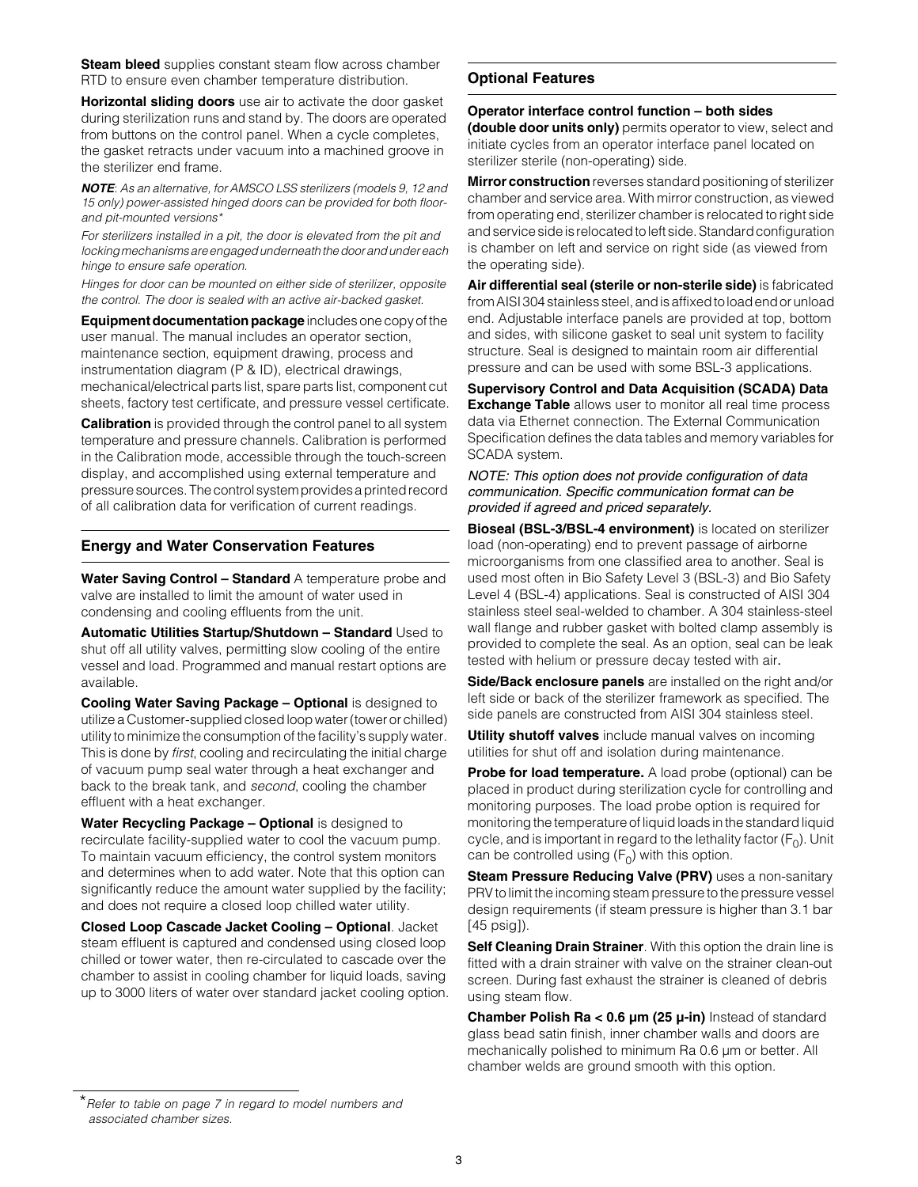**Steam bleed** supplies constant steam flow across chamber RTD to ensure even chamber temperature distribution.

**Horizontal sliding doors** use air to activate the door gasket during sterilization runs and stand by. The doors are operated from buttons on the control panel. When a cycle completes, the gasket retracts under vacuum into a machined groove in the sterilizer end frame.

***NOTE**: As an alternative, for AMSCO LSS sterilizers (models 9, 12 and 15 only) power-assisted hinged doors can be provided for both floor- and pit-mounted versions**

*For sterilizers installed in a pit, the door is elevated from the pit and locking mechanisms are engaged underneath the door and under each hinge to ensure safe operation.*

*Hinges for door can be mounted on either side of sterilizer, opposite the control. The door is sealed with an active air-backed gasket.*

**Equipment documentation package** includes one copy of the user manual. The manual includes an operator section, maintenance section, equipment drawing, process and instrumentation diagram (P & ID), electrical drawings, mechanical/electrical parts list, spare parts list, component cut sheets, factory test certificate, and pressure vessel certificate.

**Calibration** is provided through the control panel to all system temperature and pressure channels. Calibration is performed in the Calibration mode, accessible through the touch-screen display, and accomplished using external temperature and pressure sources. The control system provides a printed record of all calibration data for verification of current readings.

## Energy and Water Conservation Features

**Water Saving Control – Standard** A temperature probe and valve are installed to limit the amount of water used in condensing and cooling effluents from the unit.

**Automatic Utilities Startup/Shutdown – Standard** Used to shut off all utility valves, permitting slow cooling of the entire vessel and load. Programmed and manual restart options are available.

**Cooling Water Saving Package – Optional** is designed to utilize a Customer-supplied closed loop water (tower or chilled) utility to minimize the consumption of the facility's supply water. This is done by *first*, cooling and recirculating the initial charge of vacuum pump seal water through a heat exchanger and back to the break tank, and *second*, cooling the chamber effluent with a heat exchanger.

**Water Recycling Package – Optional** is designed to recirculate facility-supplied water to cool the vacuum pump. To maintain vacuum efficiency, the control system monitors and determines when to add water. Note that this option can significantly reduce the amount water supplied by the facility; and does not require a closed loop chilled water utility.

**Closed Loop Cascade Jacket Cooling – Optional**. Jacket steam effluent is captured and condensed using closed loop chilled or tower water, then re-circulated to cascade over the chamber to assist in cooling chamber for liquid loads, saving up to 3000 liters of water over standard jacket cooling option.

## Optional Features

**Operator interface control function – both sides (double door units only)** permits operator to view, select and initiate cycles from an operator interface panel located on sterilizer sterile (non-operating) side.

**Mirror construction** reverses standard positioning of sterilizer chamber and service area. With mirror construction, as viewed from operating end, sterilizer chamber is relocated to right side and service side is relocated to left side. Standard configuration is chamber on left and service on right side (as viewed from the operating side).

**Air differential seal (sterile or non-sterile side)** is fabricated from AISI 304 stainless steel, and is affixed to load end or unload end. Adjustable interface panels are provided at top, bottom and sides, with silicone gasket to seal unit system to facility structure. Seal is designed to maintain room air differential pressure and can be used with some BSL-3 applications.

**Supervisory Control and Data Acquisition (SCADA) Data Exchange Table** allows user to monitor all real time process data via Ethernet connection. The External Communication Specification defines the data tables and memory variables for SCADA system.

*NOTE: This option does not provide configuration of data communication. Specific communication format can be provided if agreed and priced separately.*

**Bioseal (BSL-3/BSL-4 environment)** is located on sterilizer load (non-operating) end to prevent passage of airborne microorganisms from one classified area to another. Seal is used most often in Bio Safety Level 3 (BSL-3) and Bio Safety Level 4 (BSL-4) applications. Seal is constructed of AISI 304 stainless steel seal-welded to chamber. A 304 stainless-steel wall flange and rubber gasket with bolted clamp assembly is provided to complete the seal. As an option, seal can be leak tested with helium or pressure decay tested with air.

**Side/Back enclosure panels** are installed on the right and/or left side or back of the sterilizer framework as specified. The side panels are constructed from AISI 304 stainless steel.

**Utility shutoff valves** include manual valves on incoming utilities for shut off and isolation during maintenance.

**Probe for load temperature.** A load probe (optional) can be placed in product during sterilization cycle for controlling and monitoring purposes. The load probe option is required for monitoring the temperature of liquid loads in the standard liquid cycle, and is important in regard to the lethality factor ($F_0$). Unit can be controlled using ($F_0$) with this option.

**Steam Pressure Reducing Valve (PRV)** uses a non-sanitary PRV to limit the incoming steam pressure to the pressure vessel design requirements (if steam pressure is higher than 3.1 bar [45 psig]).

**Self Cleaning Drain Strainer**. With this option the drain line is fitted with a drain strainer with valve on the strainer clean-out screen. During fast exhaust the strainer is cleaned of debris using steam flow.

**Chamber Polish Ra < 0.6 µm (25 µ-in)** Instead of standard glass bead satin finish, inner chamber walls and doors are mechanically polished to minimum Ra 0.6 µm or better. All chamber welds are ground smooth with this option.

---

**Refer to table on page 7 in regard to model numbers and associated chamber sizes.*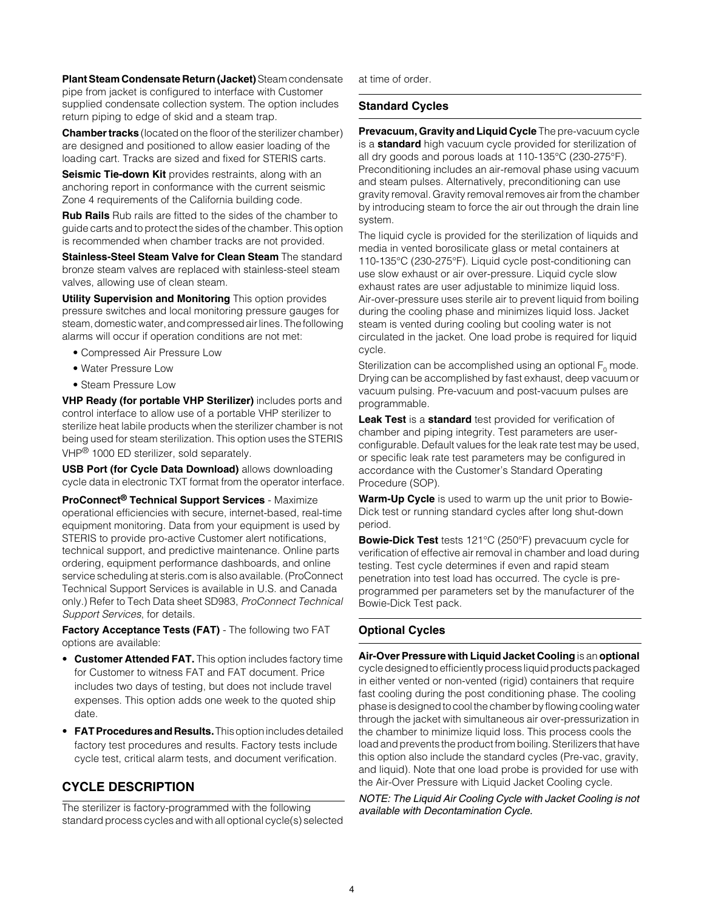**Plant Steam Condensate Return (Jacket)** Steam condensate pipe from jacket is configured to interface with Customer supplied condensate collection system. The option includes return piping to edge of skid and a steam trap.

**Chamber tracks** (located on the floor of the sterilizer chamber) are designed and positioned to allow easier loading of the loading cart. Tracks are sized and fixed for STERIS carts.

**Seismic Tie-down Kit** provides restraints, along with an anchoring report in conformance with the current seismic Zone 4 requirements of the California building code.

**Rub Rails** Rub rails are fitted to the sides of the chamber to guide carts and to protect the sides of the chamber. This option is recommended when chamber tracks are not provided.

**Stainless-Steel Steam Valve for Clean Steam** The standard bronze steam valves are replaced with stainless-steel steam valves, allowing use of clean steam.

**Utility Supervision and Monitoring** This option provides pressure switches and local monitoring pressure gauges for steam, domestic water, and compressed air lines. The following alarms will occur if operation conditions are not met:

- Compressed Air Pressure Low
- Water Pressure Low
- Steam Pressure Low

**VHP Ready (for portable VHP Sterilizer)** includes ports and control interface to allow use of a portable VHP sterilizer to sterilize heat labile products when the sterilizer chamber is not being used for steam sterilization. This option uses the STERIS VHP® 1000 ED sterilizer, sold separately.

**USB Port (for Cycle Data Download)** allows downloading cycle data in electronic TXT format from the operator interface.

**ProConnect® Technical Support Services** - Maximize operational efficiencies with secure, internet-based, real-time equipment monitoring. Data from your equipment is used by STERIS to provide pro-active Customer alert notifications, technical support, and predictive maintenance. Online parts ordering, equipment performance dashboards, and online service scheduling at steris.com is also available. (ProConnect Technical Support Services is available in U.S. and Canada only.) Refer to Tech Data sheet SD983, *ProConnect Technical Support Services*, for details.

**Factory Acceptance Tests (FAT)** - The following two FAT options are available:

- **Customer Attended FAT.** This option includes factory time for Customer to witness FAT and FAT document. Price includes two days of testing, but does not include travel expenses. This option adds one week to the quoted ship date.
- **FAT Procedures and Results.** This option includes detailed factory test procedures and results. Factory tests include cycle test, critical alarm tests, and document verification.

## CYCLE DESCRIPTION

The sterilizer is factory-programmed with the following standard process cycles and with all optional cycle(s) selected at time of order.

### Standard Cycles

**Prevacuum, Gravity and Liquid Cycle** The pre-vacuum cycle is a **standard** high vacuum cycle provided for sterilization of all dry goods and porous loads at 110-135°C (230-275°F). Preconditioning includes an air-removal phase using vacuum and steam pulses. Alternatively, preconditioning can use gravity removal. Gravity removal removes air from the chamber by introducing steam to force the air out through the drain line system.

The liquid cycle is provided for the sterilization of liquids and media in vented borosilicate glass or metal containers at 110-135°C (230-275°F). Liquid cycle post-conditioning can use slow exhaust or air over-pressure. Liquid cycle slow exhaust rates are user adjustable to minimize liquid loss. Air-over-pressure uses sterile air to prevent liquid from boiling during the cooling phase and minimizes liquid loss. Jacket steam is vented during cooling but cooling water is not circulated in the jacket. One load probe is required for liquid cycle.

Sterilization can be accomplished using an optional $F_0$ mode. Drying can be accomplished by fast exhaust, deep vacuum or vacuum pulsing. Pre-vacuum and post-vacuum pulses are programmable.

**Leak Test** is a **standard** test provided for verification of chamber and piping integrity. Test parameters are user-configurable. Default values for the leak rate test may be used, or specific leak rate test parameters may be configured in accordance with the Customer's Standard Operating Procedure (SOP).

**Warm-Up Cycle** is used to warm up the unit prior to Bowie-Dick test or running standard cycles after long shut-down period.

**Bowie-Dick Test** tests 121°C (250°F) prevacuum cycle for verification of effective air removal in chamber and load during testing. Test cycle determines if even and rapid steam penetration into test load has occurred. The cycle is pre-programmed per parameters set by the manufacturer of the Bowie-Dick Test pack.

### Optional Cycles

**Air-Over Pressure with Liquid Jacket Cooling** is an **optional** cycle designed to efficiently process liquid products packaged in either vented or non-vented (rigid) containers that require fast cooling during the post conditioning phase. The cooling phase is designed to cool the chamber by flowing cooling water through the jacket with simultaneous air over-pressurization in the chamber to minimize liquid loss. This process cools the load and prevents the product from boiling. Sterilizers that have this option also include the standard cycles (Pre-vac, gravity, and liquid). Note that one load probe is provided for use with the Air-Over Pressure with Liquid Jacket Cooling cycle.

*NOTE: The Liquid Air Cooling Cycle with Jacket Cooling is not available with Decontamination Cycle.*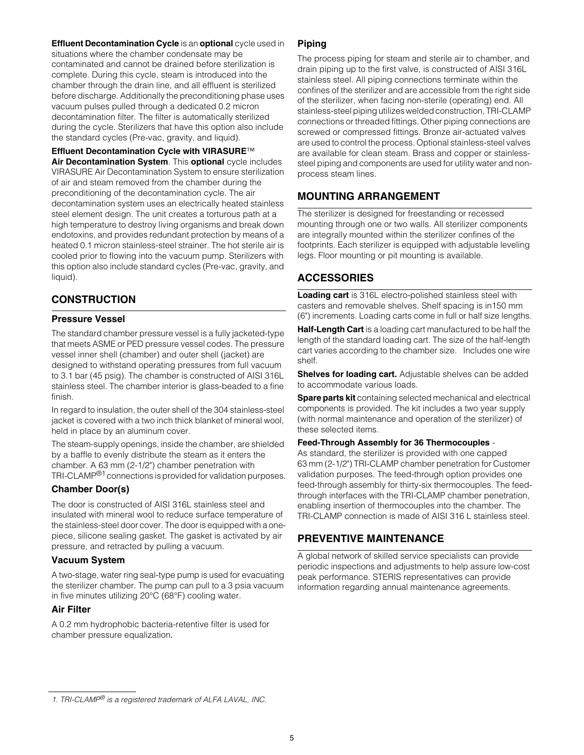**Effluent Decontamination Cycle** is an **optional** cycle used in situations where the chamber condensate may be contaminated and cannot be drained before sterilization is complete. During this cycle, steam is introduced into the chamber through the drain line, and all effluent is sterilized before discharge. Additionally the preconditioning phase uses vacuum pulses pulled through a dedicated 0.2 micron decontamination filter. The filter is automatically sterilized during the cycle. Sterilizers that have this option also include the standard cycles (Pre-vac, gravity, and liquid).

**Effluent Decontamination Cycle with VIRASURE™ Air Decontamination System**. This **optional** cycle includes VIRASURE Air Decontamination System to ensure sterilization of air and steam removed from the chamber during the preconditioning of the decontamination cycle. The air decontamination system uses an electrically heated stainless steel element design. The unit creates a torturous path at a high temperature to destroy living organisms and break down endotoxins, and provides redundant protection by means of a heated 0.1 micron stainless-steel strainer. The hot sterile air is cooled prior to flowing into the vacuum pump. Sterilizers with this option also include standard cycles (Pre-vac, gravity, and liquid).

## CONSTRUCTION

### Pressure Vessel

The standard chamber pressure vessel is a fully jacketed-type that meets ASME or PED pressure vessel codes. The pressure vessel inner shell (chamber) and outer shell (jacket) are designed to withstand operating pressures from full vacuum to 3.1 bar (45 psig). The chamber is constructed of AISI 316L stainless steel. The chamber interior is glass-beaded to a fine finish.

In regard to insulation, the outer shell of the 304 stainless-steel jacket is covered with a two inch thick blanket of mineral wool, held in place by an aluminum cover.

The steam-supply openings, inside the chamber, are shielded by a baffle to evenly distribute the steam as it enters the chamber. A 63 mm (2-1/2") chamber penetration with TRI-CLAMP®[1] connections is provided for validation purposes.

### Chamber Door(s)

The door is constructed of AISI 316L stainless steel and insulated with mineral wool to reduce surface temperature of the stainless-steel door cover. The door is equipped with a one-piece, silicone sealing gasket. The gasket is activated by air pressure, and retracted by pulling a vacuum.

### Vacuum System

A two-stage, water ring seal-type pump is used for evacuating the sterilizer chamber. The pump can pull to a 3 psia vacuum in five minutes utilizing 20°C (68°F) cooling water.

### Air Filter

A 0.2 mm hydrophobic bacteria-retentive filter is used for chamber pressure equalization.

### Piping

The process piping for steam and sterile air to chamber, and drain piping up to the first valve, is constructed of AISI 316L stainless steel. All piping connections terminate within the confines of the sterilizer and are accessible from the right side of the sterilizer, when facing non-sterile (operating) end. All stainless-steel piping utilizes welded construction, TRI-CLAMP connections or threaded fittings. Other piping connections are screwed or compressed fittings. Bronze air-actuated valves are used to control the process. Optional stainless-steel valves are available for clean steam. Brass and copper or stainless-steel piping and components are used for utility water and non-process steam lines.

## MOUNTING ARRANGEMENT

The sterilizer is designed for freestanding or recessed mounting through one or two walls. All sterilizer components are integrally mounted within the sterilizer confines of the footprints. Each sterilizer is equipped with adjustable leveling legs. Floor mounting or pit mounting is available.

## ACCESSORIES

**Loading cart** is 316L electro-polished stainless steel with casters and removable shelves. Shelf spacing is in150 mm (6") increments. Loading carts come in full or half size lengths.

**Half-Length Cart** is a loading cart manufactured to be half the length of the standard loading cart. The size of the half-length cart varies according to the chamber size. Includes one wire shelf.

**Shelves for loading cart.** Adjustable shelves can be added to accommodate various loads.

**Spare parts kit** containing selected mechanical and electrical components is provided. The kit includes a two year supply (with normal maintenance and operation of the sterilizer) of these selected items.

**Feed-Through Assembly for 36 Thermocouples** -
As standard, the sterilizer is provided with one capped 63 mm (2-1/2") TRI-CLAMP chamber penetration for Customer validation purposes. The feed-through option provides one feed-through assembly for thirty-six thermocouples. The feed-through interfaces with the TRI-CLAMP chamber penetration, enabling insertion of thermocouples into the chamber. The TRI-CLAMP connection is made of AISI 316 L stainless steel.

## PREVENTIVE MAINTENANCE

A global network of skilled service specialists can provide periodic inspections and adjustments to help assure low-cost peak performance. STERIS representatives can provide information regarding annual maintenance agreements.

---

*1. TRI-CLAMP® is a registered trademark of ALFA LAVAL, INC.*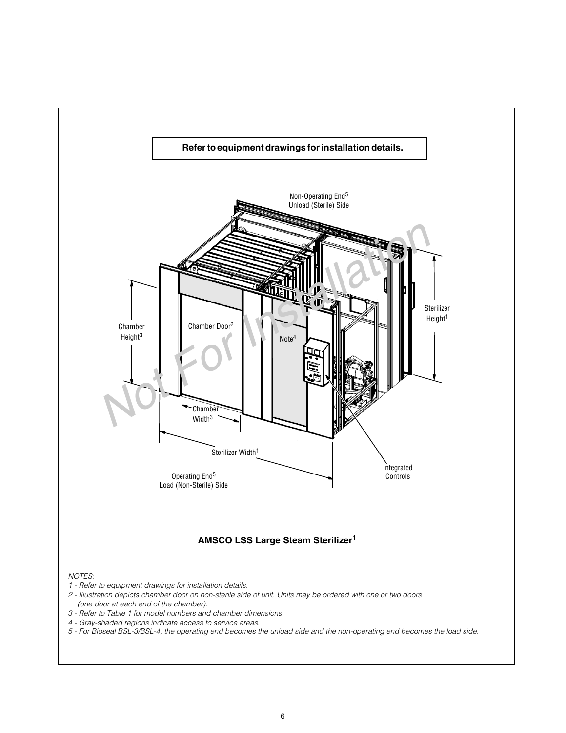**Refer to equipment drawings for installation details.**

Non-Operating End[5]
Unload (Sterile) Side

Sterilizer Height[1]

Chamber Height[3]

Chamber Door[2]

Note[4]

Chamber Width[3]

Sterilizer Width[1]

Integrated Controls

Operating End[5]
Load (Non-Sterile) Side

**AMSCO LSS Large Steam Sterilizer[1]**

*NOTES:*

*1 - Refer to equipment drawings for installation details.*

*2 - Illustration depicts chamber door on non-sterile side of unit. Units may be ordered with one or two doors (one door at each end of the chamber).*

*3 - Refer to Table 1 for model numbers and chamber dimensions.*

*4 - Gray-shaded regions indicate access to service areas.*

*5 - For Bioseal BSL-3/BSL-4, the operating end becomes the unload side and the non-operating end becomes the load side.*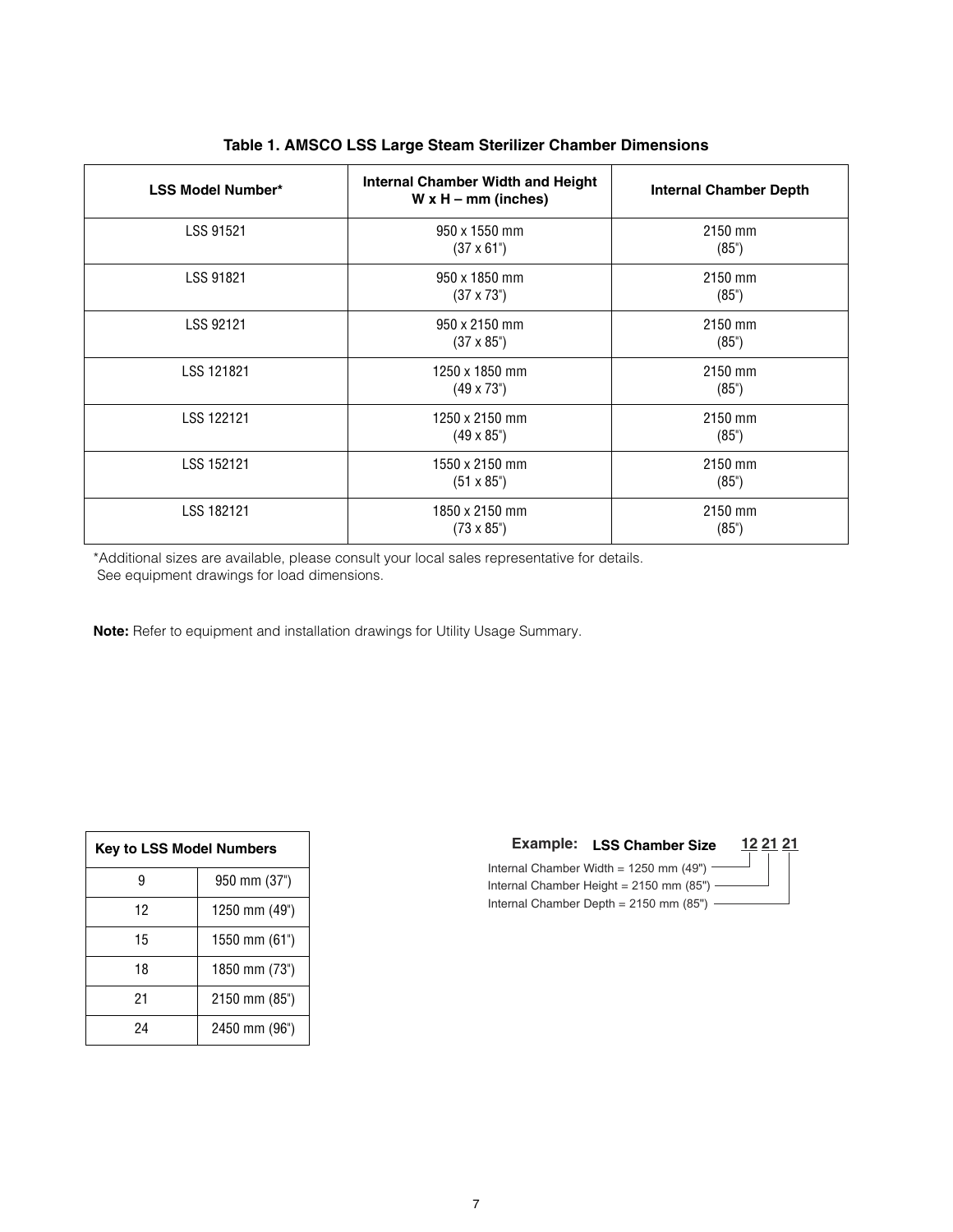**Table 1. AMSCO LSS Large Steam Sterilizer Chamber Dimensions**

| LSS Model Number* | Internal Chamber Width and Height W x H – mm (inches) | Internal Chamber Depth |
|---|---|---|
| LSS 91521 | 950 x 1550 mm (37 x 61") | 2150 mm (85") |
| LSS 91821 | 950 x 1850 mm (37 x 73") | 2150 mm (85") |
| LSS 92121 | 950 x 2150 mm (37 x 85") | 2150 mm (85") |
| LSS 121821 | 1250 x 1850 mm (49 x 73") | 2150 mm (85") |
| LSS 122121 | 1250 x 2150 mm (49 x 85") | 2150 mm (85") |
| LSS 152121 | 1550 x 2150 mm (51 x 85") | 2150 mm (85") |
| LSS 182121 | 1850 x 2150 mm (73 x 85") | 2150 mm (85") |

*Additional sizes are available, please consult your local sales representative for details.
See equipment drawings for load dimensions.

**Note:** Refer to equipment and installation drawings for Utility Usage Summary.

| Key to LSS Model Numbers | |
|---|---|
| 9 | 950 mm (37") |
| 12 | 1250 mm (49") |
| 15 | 1550 mm (61") |
| 18 | 1850 mm (73") |
| 21 | 2150 mm (85") |
| 24 | 2450 mm (96") |

**Example:** **LSS Chamber Size** 12 21 21

- Internal Chamber Width = 1250 mm (49")
- Internal Chamber Height = 2150 mm (85")
- Internal Chamber Depth = 2150 mm (85")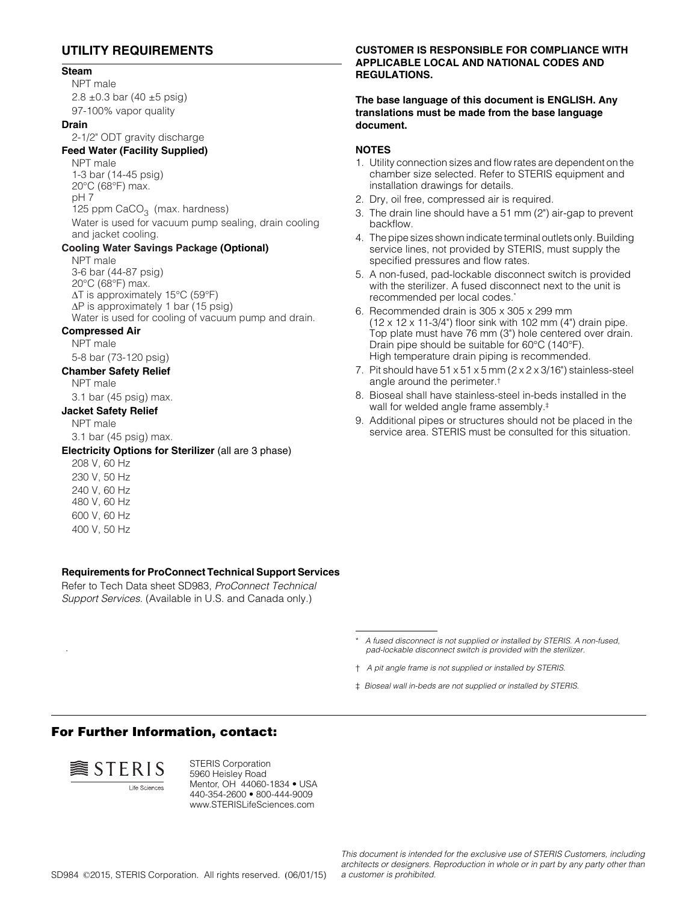## UTILITY REQUIREMENTS

**Steam**

NPT male

2.8 ±0.3 bar (40 ±5 psig)

97-100% vapor quality

**Drain**

2-1/2" ODT gravity discharge

**Feed Water (Facility Supplied)**

NPT male
1-3 bar (14-45 psig)
20°C (68°F) max.
pH 7
125 ppm $CaCO_3$ (max. hardness)
Water is used for vacuum pump sealing, drain cooling and jacket cooling.

**Cooling Water Savings Package (Optional)**

NPT male
3-6 bar (44-87 psig)
20°C (68°F) max.
$\Delta T$ is approximately 15°C (59°F)
$\Delta P$ is approximately 1 bar (15 psig)
Water is used for cooling of vacuum pump and drain.

**Compressed Air**

NPT male

5-8 bar (73-120 psig)

**Chamber Safety Relief**

NPT male

3.1 bar (45 psig) max.

**Jacket Safety Relief**

NPT male

3.1 bar (45 psig) max.

**Electricity Options for Sterilizer** (all are 3 phase)

208 V, 60 Hz
230 V, 50 Hz
240 V, 60 Hz
480 V, 60 Hz
600 V, 60 Hz
400 V, 50 Hz

**Requirements for ProConnect Technical Support Services**

Refer to Tech Data sheet SD983, *ProConnect Technical Support Services*. (Available in U.S. and Canada only.)

**CUSTOMER IS RESPONSIBLE FOR COMPLIANCE WITH APPLICABLE LOCAL AND NATIONAL CODES AND REGULATIONS.**

**The base language of this document is ENGLISH. Any translations must be made from the base language document.**

**NOTES**

1. Utility connection sizes and flow rates are dependent on the chamber size selected. Refer to STERIS equipment and installation drawings for details.
2. Dry, oil free, compressed air is required.
3. The drain line should have a 51 mm (2") air-gap to prevent backflow.
4. The pipe sizes shown indicate terminal outlets only. Building service lines, not provided by STERIS, must supply the specified pressures and flow rates.
5. A non-fused, pad-lockable disconnect switch is provided with the sterilizer. A fused disconnect next to the unit is recommended per local codes.*
6. Recommended drain is 305 x 305 x 299 mm (12 x 12 x 11-3/4") floor sink with 102 mm (4") drain pipe. Top plate must have 76 mm (3") hole centered over drain. Drain pipe should be suitable for 60°C (140°F). High temperature drain piping is recommended.
7. Pit should have 51 x 51 x 5 mm (2 x 2 x 3/16") stainless-steel angle around the perimeter.†
8. Bioseal shall have stainless-steel in-beds installed in the wall for welded angle frame assembly.‡
9. Additional pipes or structures should not be placed in the service area. STERIS must be consulted for this situation.

\* *A fused disconnect is not supplied or installed by STERIS. A non-fused, pad-lockable disconnect switch is provided with the sterilizer.*

† *A pit angle frame is not supplied or installed by STERIS.*

‡ *Bioseal wall in-beds are not supplied or installed by STERIS.*

## For Further Information, contact:

STERIS Life Sciences

STERIS Corporation
5960 Heisley Road
Mentor, OH 44060-1834 • USA
440-354-2600 • 800-444-9009
www.STERISLifeSciences.com

SD984 ©2015, STERIS Corporation. All rights reserved. (06/01/15)

*This document is intended for the exclusive use of STERIS Customers, including architects or designers. Reproduction in whole or in part by any party other than a customer is prohibited.*